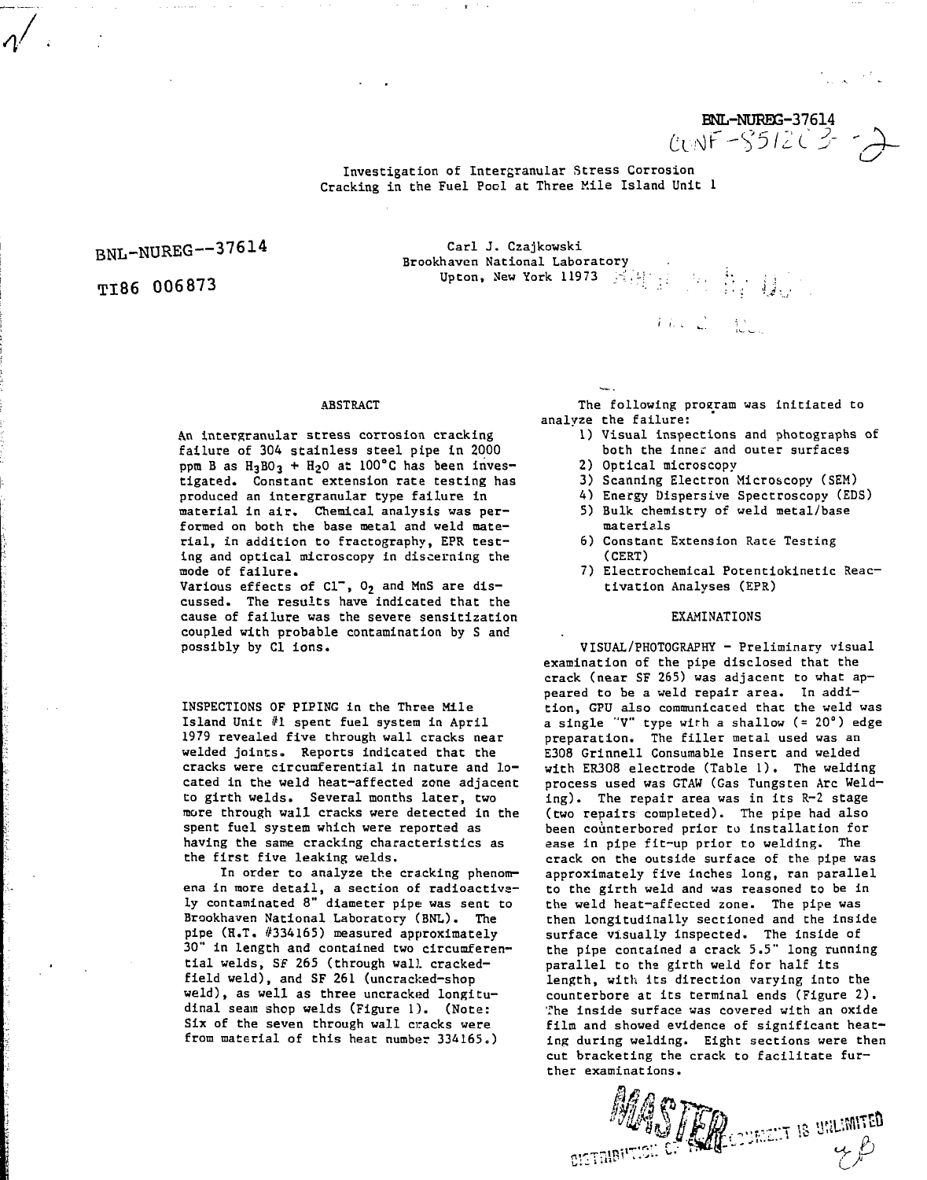BNL-NUREG-37614
CONF-851203--2

# Investigation of Intergranular Stress Corrosion Cracking in the Fuel Pool at Three Mile Island Unit 1

BNL-NUREG--37614

TI86 006873

Carl J. Czajkowski
Brookhaven National Laboratory
Upton, New York 11973

## ABSTRACT

An intergranular stress corrosion cracking failure of 304 stainless steel pipe in 2000 ppm B as $H_3BO_3$ + $H_2O$ at 100°C has been investigated. Constant extension rate testing has produced an intergranular type failure in material in air. Chemical analysis was performed on both the base metal and weld material, in addition to fractography, EPR testing and optical microscopy in discerning the mode of failure.
Various effects of $Cl^-$, $O_2$ and MnS are discussed. The results have indicated that the cause of failure was the severe sensitization coupled with probable contamination by S and possibly by Cl ions.

INSPECTIONS OF PIPING in the Three Mile Island Unit #1 spent fuel system in April 1979 revealed five through wall cracks near welded joints. Reports indicated that the cracks were circumferential in nature and located in the weld heat-affected zone adjacent to girth welds. Several months later, two more through wall cracks were detected in the spent fuel system which were reported as having the same cracking characteristics as the first five leaking welds.

In order to analyze the cracking phenomena in more detail, a section of radioactively contaminated 8" diameter pipe was sent to Brookhaven National Laboratory (BNL). The pipe (H.T. #334165) measured approximately 30" in length and contained two circumferential welds, SF 265 (through wall cracked-field weld), and SF 261 (uncracked-shop weld), as well as three uncracked longitudinal seam shop welds (Figure 1). (Note: Six of the seven through wall cracks were from material of this heat number 334165.)

The following program was initiated to analyze the failure:

1) Visual inspections and photographs of both the inner and outer surfaces
2) Optical microscopy
3) Scanning Electron Microscopy (SEM)
4) Energy Dispersive Spectroscopy (EDS)
5) Bulk chemistry of weld metal/base materials
6) Constant Extension Rate Testing (CERT)
7) Electrochemical Potentiokinetic Reactivation Analyses (EPR)

## EXAMINATIONS

VISUAL/PHOTOGRAPHY - Preliminary visual examination of the pipe disclosed that the crack (near SF 265) was adjacent to what appeared to be a weld repair area. In addition, GPU also communicated that the weld was a single "V" type with a shallow (≈ 20°) edge preparation. The filler metal used was an E308 Grinnell Consumable Insert and welded with ER308 electrode (Table 1). The welding process used was GTAW (Gas Tungsten Arc Welding). The repair area was in its R-2 stage (two repairs completed). The pipe had also been counterbored prior to installation for ease in pipe fit-up prior to welding. The crack on the outside surface of the pipe was approximately five inches long, ran parallel to the girth weld and was reasoned to be in the weld heat-affected zone. The pipe was then longitudinally sectioned and the inside surface visually inspected. The inside of the pipe contained a crack 5.5" long running parallel to the girth weld for half its length, with its direction varying into the counterbore at its terminal ends (Figure 2). The inside surface was covered with an oxide film and showed evidence of significant heating during welding. Eight sections were then cut bracketing the crack to facilitate further examinations.

MASTER
DISTRIBUTION OF THIS DOCUMENT IS UNLIMITED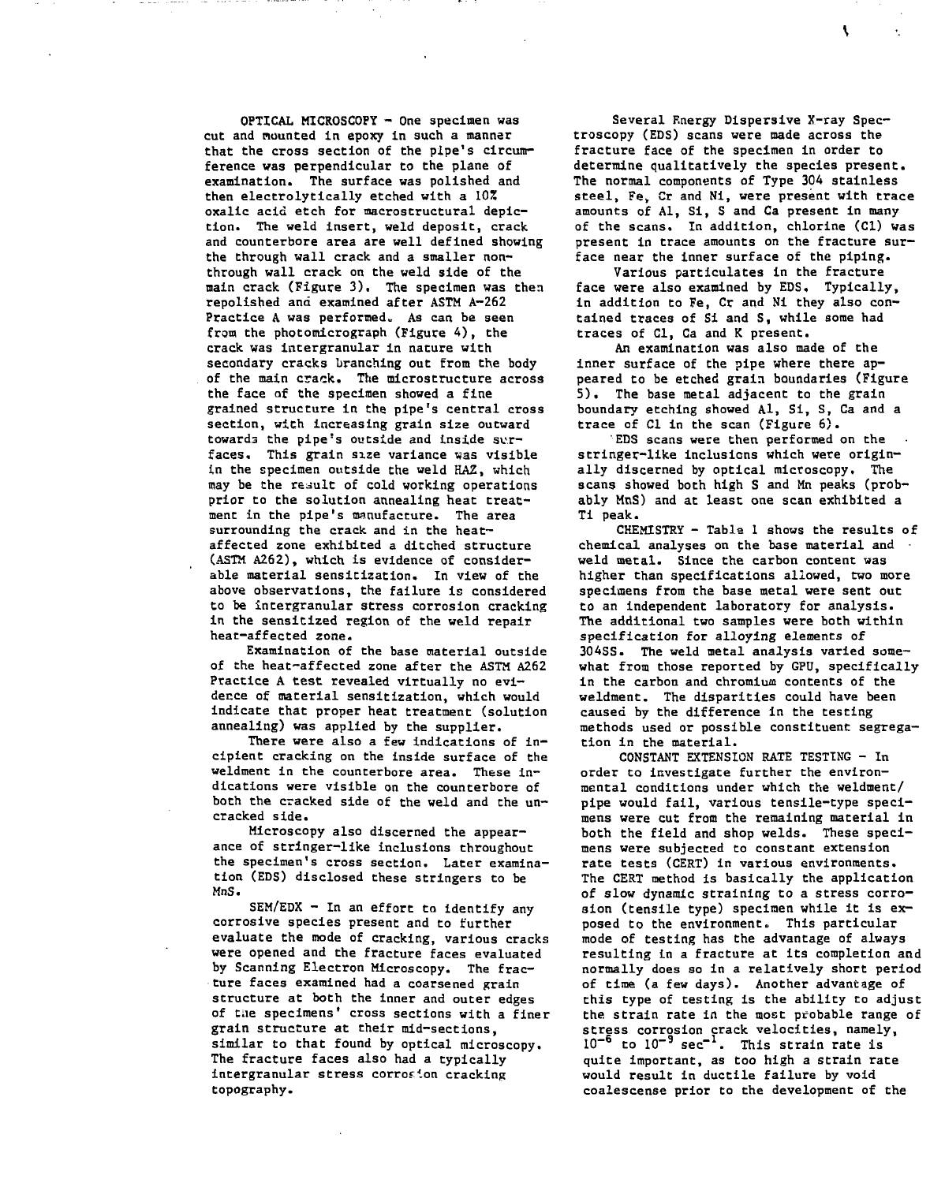OPTICAL MICROSCOPY - One specimen was cut and mounted in epoxy in such a manner that the cross section of the pipe's circumference was perpendicular to the plane of examination. The surface was polished and then electrolytically etched with a 10% oxalic acid etch for macrostructural depiction. The weld insert, weld deposit, crack and counterbore area are well defined showing the through wall crack and a smaller non-through wall crack on the weld side of the main crack (Figure 3). The specimen was then repolished and examined after ASTM A-262 Practice A was performed. As can be seen from the photomicrograph (Figure 4), the crack was intergranular in nature with secondary cracks branching out from the body of the main crack. The microstructure across the face of the specimen showed a fine grained structure in the pipe's central cross section, with increasing grain size outward towards the pipe's outside and inside surfaces. This grain size variance was visible in the specimen outside the weld HAZ, which may be the result of cold working operations prior to the solution annealing heat treatment in the pipe's manufacture. The area surrounding the crack and in the heat-affected zone exhibited a ditched structure (ASTM A262), which is evidence of considerable material sensitization. In view of the above observations, the failure is considered to be intergranular stress corrosion cracking in the sensitized region of the weld repair heat-affected zone.

Examination of the base material outside of the heat-affected zone after the ASTM A262 Practice A test revealed virtually no evidence of material sensitization, which would indicate that proper heat treatment (solution annealing) was applied by the supplier.

There were also a few indications of incipient cracking on the inside surface of the weldment in the counterbore area. These indications were visible on the counterbore of both the cracked side of the weld and the uncracked side.

Microscopy also discerned the appearance of stringer-like inclusions throughout the specimen's cross section. Later examination (EDS) disclosed these stringers to be MnS.

SEM/EDX - In an effort to identify any corrosive species present and to further evaluate the mode of cracking, various cracks were opened and the fracture faces evaluated by Scanning Electron Microscopy. The fracture faces examined had a coarsened grain structure at both the inner and outer edges of the specimens' cross sections with a finer grain structure at their mid-sections, similar to that found by optical microscopy. The fracture faces also had a typically intergranular stress corrosion cracking topography.

Several Energy Dispersive X-ray Spectroscopy (EDS) scans were made across the fracture face of the specimen in order to determine qualitatively the species present. The normal components of Type 304 stainless steel, Fe, Cr and Ni, were present with trace amounts of Al, Si, S and Ca present in many of the scans. In addition, chlorine (Cl) was present in trace amounts on the fracture surface near the inner surface of the piping.

Various particulates in the fracture face were also examined by EDS. Typically, in addition to Fe, Cr and Ni they also contained traces of Si and S, while some had traces of Cl, Ca and K present.

An examination was also made of the inner surface of the pipe where there appeared to be etched grain boundaries (Figure 5). The base metal adjacent to the grain boundary etching showed Al, Si, S, Ca and a trace of Cl in the scan (Figure 6).

EDS scans were then performed on the stringer-like inclusions which were originally discerned by optical microscopy. The scans showed both high S and Mn peaks (probably MnS) and at least one scan exhibited a Ti peak.

CHEMISTRY - Table 1 shows the results of chemical analyses on the base material and weld metal. Since the carbon content was higher than specifications allowed, two more specimens from the base metal were sent out to an independent laboratory for analysis. The additional two samples were both within specification for alloying elements of 304SS. The weld metal analysis varied somewhat from those reported by GPU, specifically in the carbon and chromium contents of the weldment. The disparities could have been caused by the difference in the testing methods used or possible constituent segregation in the material.

CONSTANT EXTENSION RATE TESTING - In order to investigate further the environmental conditions under which the weldment/pipe would fail, various tensile-type specimens were cut from the remaining material in both the field and shop welds. These specimens were subjected to constant extension rate tests (CERT) in various environments. The CERT method is basically the application of slow dynamic straining to a stress corrosion (tensile type) specimen while it is exposed to the environment. This particular mode of testing has the advantage of always resulting in a fracture at its completion and normally does so in a relatively short period of time (a few days). Another advantage of this type of testing is the ability to adjust the strain rate in the most probable range of stress corrosion crack velocities, namely, $10^{-6}$ to $10^{-9}$ $sec^{-1}$. This strain rate is quite important, as too high a strain rate would result in ductile failure by void coalescense prior to the development of the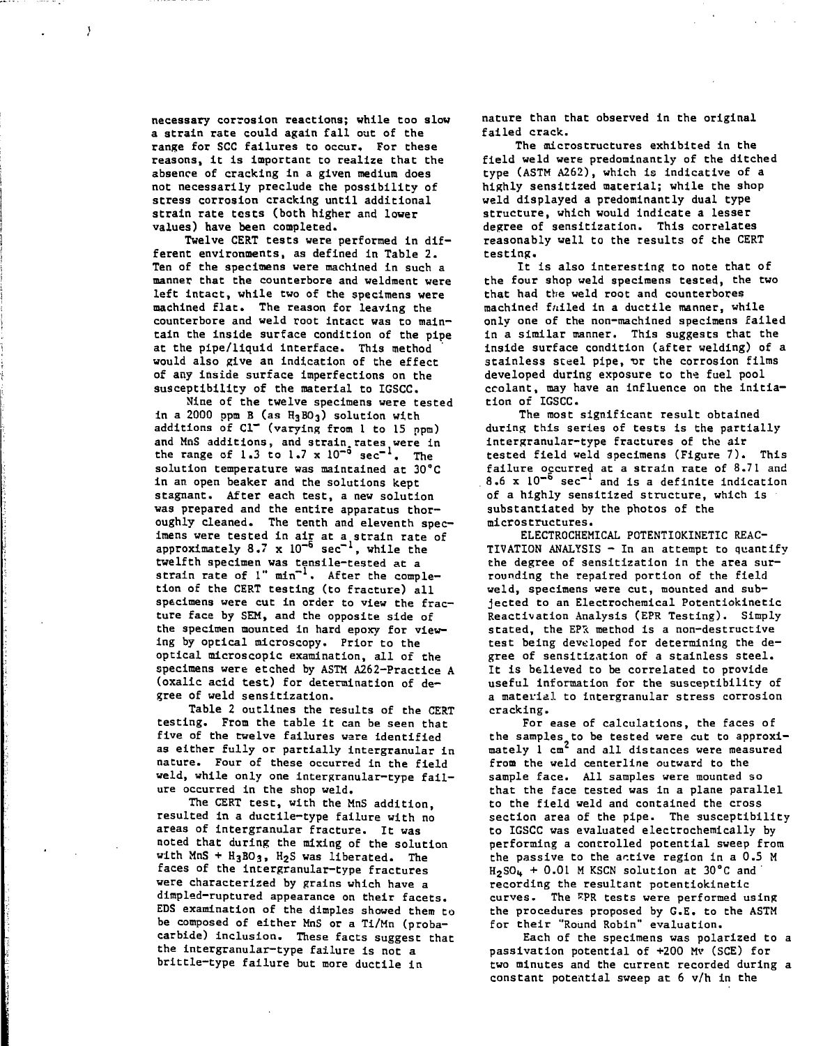necessary corrosion reactions; while too slow a strain rate could again fall out of the range for SCC failures to occur. For these reasons, it is important to realize that the absence of cracking in a given medium does not necessarily preclude the possibility of stress corrosion cracking until additional strain rate tests (both higher and lower values) have been completed.

Twelve CERT tests were performed in different environments, as defined in Table 2. Ten of the specimens were machined in such a manner that the counterbore and weldment were left intact, while two of the specimens were machined flat. The reason for leaving the counterbore and weld root intact was to maintain the inside surface condition of the pipe at the pipe/liquid interface. This method would also give an indication of the effect of any inside surface imperfections on the susceptibility of the material to IGSCC.

Nine of the twelve specimens were tested in a 2000 ppm B (as $H_3BO_3$) solution with additions of $Cl^-$ (varying from 1 to 15 ppm) and MnS additions, and strain rates were in the range of 1.3 to $1.7 \times 10^{-6}$ $sec^{-1}$. The solution temperature was maintained at 30°C in an open beaker and the solutions kept stagnant. After each test, a new solution was prepared and the entire apparatus thoroughly cleaned. The tenth and eleventh specimens were tested in air at a strain rate of approximately $8.7 \times 10^{-6}$ $sec^{-1}$, while the twelfth specimen was tensile-tested at a strain rate of 1" $min^{-1}$. After the completion of the CERT testing (to fracture) all specimens were cut in order to view the fracture face by SEM, and the opposite side of the specimen mounted in hard epoxy for viewing by optical microscopy. Prior to the optical microscopic examination, all of the specimens were etched by ASTM A262-Practice A (oxalic acid test) for determination of degree of weld sensitization.

Table 2 outlines the results of the CERT testing. From the table it can be seen that five of the twelve failures were identified as either fully or partially intergranular in nature. Four of these occurred in the field weld, while only one intergranular-type failure occurred in the shop weld.

The CERT test, with the MnS addition, resulted in a ductile-type failure with no areas of intergranular fracture. It was noted that during the mixing of the solution with MnS + $H_3BO_3$, $H_2S$ was liberated. The faces of the intergranular-type fractures were characterized by grains which have a dimpled-ruptured appearance on their facets. EDS examination of the dimples showed them to be composed of either MnS or a Ti/Mn (probacarbide) inclusion. These facts suggest that the intergranular-type failure is not a brittle-type failure but more ductile in nature than that observed in the original failed crack.

The microstructures exhibited in the field weld were predominantly of the ditched type (ASTM A262), which is indicative of a highly sensitized material; while the shop weld displayed a predominantly dual type structure, which would indicate a lesser degree of sensitization. This correlates reasonably well to the results of the CERT testing.

It is also interesting to note that of the four shop weld specimens tested, the two that had the weld root and counterbores machined failed in a ductile manner, while only one of the non-machined specimens failed in a similar manner. This suggests that the inside surface condition (after welding) of a stainless steel pipe, or the corrosion films developed during exposure to the fuel pool coolant, may have an influence on the initiation of IGSCC.

The most significant result obtained during this series of tests is the partially intergranular-type fractures of the air tested field weld specimens (Figure 7). This failure occurred at a strain rate of 8.71 and $8.6 \times 10^{-6}$ $sec^{-1}$ and is a definite indication of a highly sensitized structure, which is substantiated by the photos of the microstructures.

ELECTROCHEMICAL POTENTIOKINETIC REACTIVATION ANALYSIS – In an attempt to quantify the degree of sensitization in the area surrounding the repaired portion of the field weld, specimens were cut, mounted and subjected to an Electrochemical Potentiokinetic Reactivation Analysis (EPR Testing). Simply stated, the EPR method is a non-destructive test being developed for determining the degree of sensitization of a stainless steel. It is believed to be correlated to provide useful information for the susceptibility of a material to intergranular stress corrosion cracking.

For ease of calculations, the faces of the samples to be tested were cut to approximately 1 $cm^2$ and all distances were measured from the weld centerline outward to the sample face. All samples were mounted so that the face tested was in a plane parallel to the field weld and contained the cross section area of the pipe. The susceptibility to IGSCC was evaluated electrochemically by performing a controlled potential sweep from the passive to the active region in a 0.5 M $H_2SO_4$ + 0.01 M KSCN solution at 30°C and recording the resultant potentiokinetic curves. The EPR tests were performed using the procedures proposed by G.E. to the ASTM for their "Round Robin" evaluation.

Each of the specimens was polarized to a passivation potential of +200 Mv (SCE) for two minutes and the current recorded during a constant potential sweep at 6 v/h in the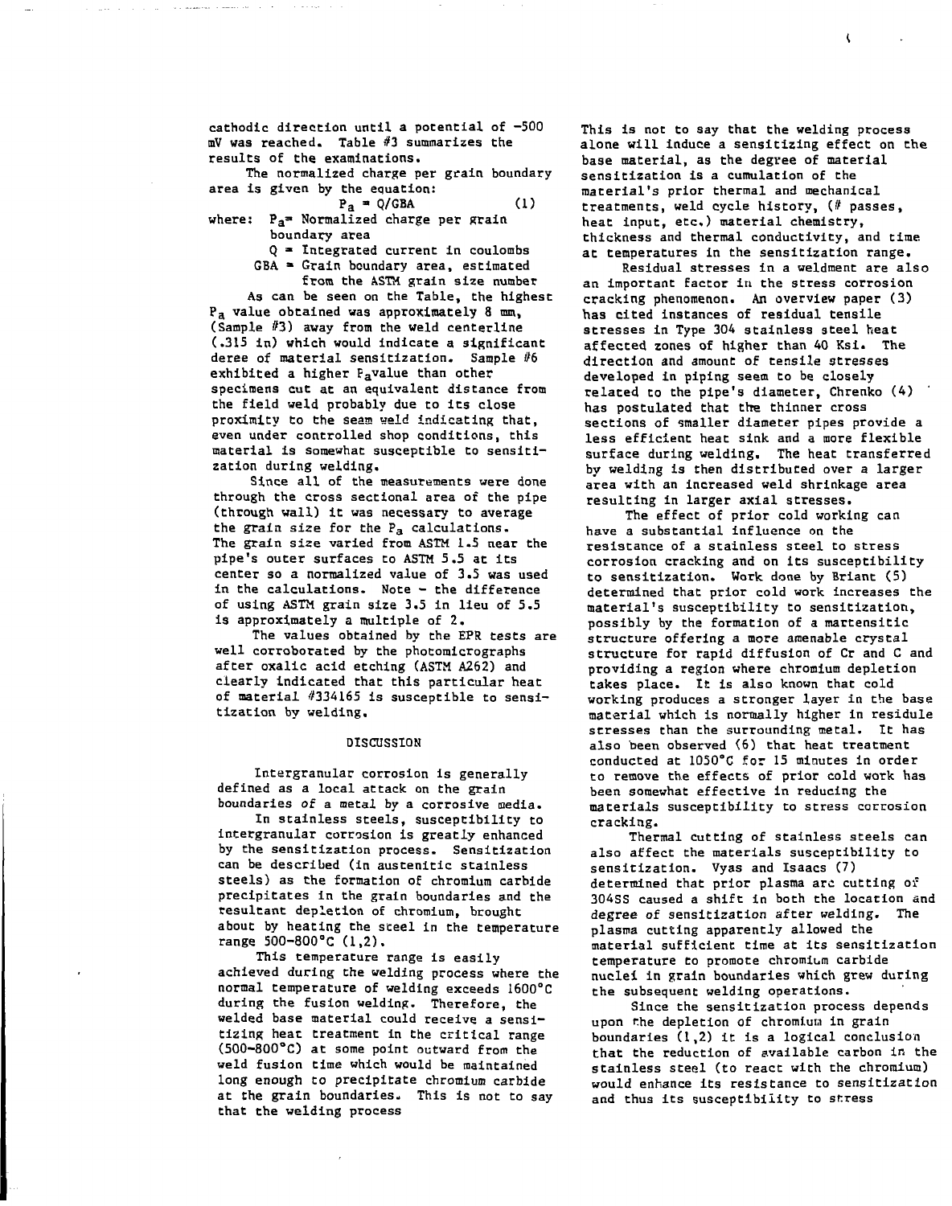cathodic direction until a potential of -500 mV was reached. Table #3 summarizes the results of the examinations.

The normalized charge per grain boundary area is given by the equation:

$$P_a = Q/GBA \qquad (1)$$

where: $P_a$ = Normalized charge per grain boundary area

Q = Integrated current in coulombs

GBA = Grain boundary area, estimated from the ASTM grain size number

As can be seen on the Table, the highest $P_a$ value obtained was approximately 8 mm, (Sample #3) away from the weld centerline (.315 in) which would indicate a significant deree of material sensitization. Sample #6 exhibited a higher $P_a$ value than other specimens cut at an equivalent distance from the field weld probably due to its close proximity to the seam weld indicating that, even under controlled shop conditions, this material is somewhat susceptible to sensitization during welding.

Since all of the measurements were done through the cross sectional area of the pipe (through wall) it was necessary to average the grain size for the $P_a$ calculations. The grain size varied from ASTM 1.5 near the pipe's outer surfaces to ASTM 5.5 at its center so a normalized value of 3.5 was used in the calculations. Note - the difference of using ASTM grain size 3.5 in lieu of 5.5 is approximately a multiple of 2.

The values obtained by the EPR tests are well corroborated by the photomicrographs after oxalic acid etching (ASTM A262) and clearly indicated that this particular heat of material #334165 is susceptible to sensitization by welding.

## DISCUSSION

Intergranular corrosion is generally defined as a local attack on the grain boundaries of a metal by a corrosive media.

In stainless steels, susceptibility to intergranular corrosion is greatly enhanced by the sensitization process. Sensitization can be described (in austenitic stainless steels) as the formation of chromium carbide precipitates in the grain boundaries and the resultant depletion of chromium, brought about by heating the steel in the temperature range 500-800°C (1,2).

This temperature range is easily achieved during the welding process where the normal temperature of welding exceeds 1600°C during the fusion welding. Therefore, the welded base material could receive a sensitizing heat treatment in the critical range (500-800°C) at some point outward from the weld fusion time which would be maintained long enough to precipitate chromium carbide at the grain boundaries. This is not to say that the welding process alone will induce a sensitizing effect on the base material, as the degree of material sensitization is a cumulation of the material's prior thermal and mechanical treatments, weld cycle history, (# passes, heat input, etc.) material chemistry, thickness and thermal conductivity, and time at temperatures in the sensitization range.

Residual stresses in a weldment are also an important factor in the stress corrosion cracking phenomenon. An overview paper (3) has cited instances of residual tensile stresses in Type 304 stainless steel heat affected zones of higher than 40 Ksi. The direction and amount of tensile stresses developed in piping seem to be closely related to the pipe's diameter, Chrenko (4) has postulated that the thinner cross sections of smaller diameter pipes provide a less efficient heat sink and a more flexible surface during welding. The heat transferred by welding is then distributed over a larger area with an increased weld shrinkage area resulting in larger axial stresses.

The effect of prior cold working can have a substantial influence on the resistance of a stainless steel to stress corrosion cracking and on its susceptibility to sensitization. Work done by Briant (5) determined that prior cold work increases the material's susceptibility to sensitization, possibly by the formation of a martensitic structure offering a more amenable crystal structure for rapid diffusion of Cr and C and providing a region where chromium depletion takes place. It is also known that cold working produces a stronger layer in the base material which is normally higher in residule stresses than the surrounding metal. It has also been observed (6) that heat treatment conducted at 1050°C for 15 minutes in order to remove the effects of prior cold work has been somewhat effective in reducing the materials susceptibility to stress corrosion cracking.

Thermal cutting of stainless steels can also affect the materials susceptibility to sensitization. Vyas and Isaacs (7) determined that prior plasma arc cutting of 304SS caused a shift in both the location and degree of sensitization after welding. The plasma cutting apparently allowed the material sufficient time at its sensitization temperature to promote chromium carbide nuclei in grain boundaries which grew during the subsequent welding operations.

Since the sensitization process depends upon the depletion of chromium in grain boundaries (1,2) it is a logical conclusion that the reduction of available carbon in the stainless steel (to react with the chromium) would enhance its resistance to sensitization and thus its susceptibility to stress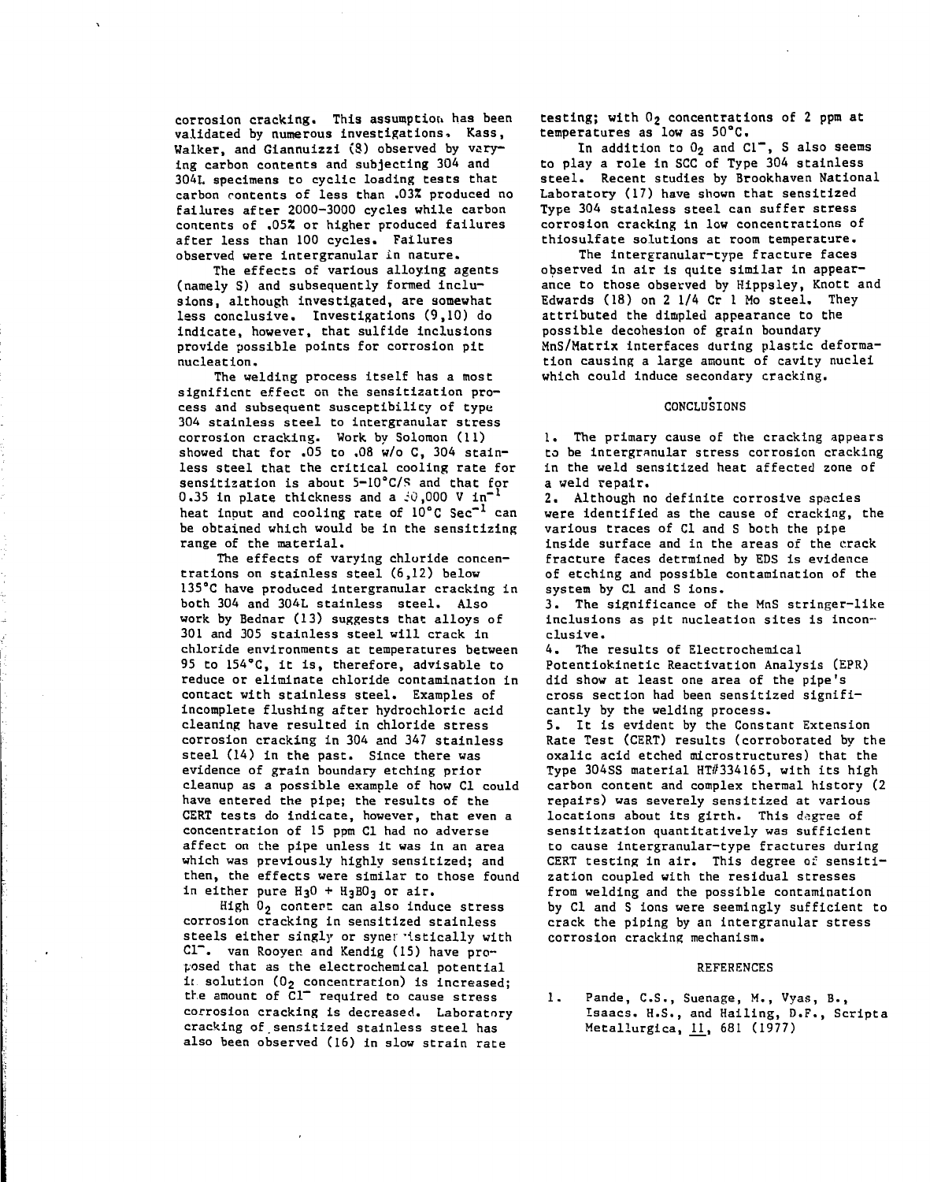corrosion cracking. This assumption has been validated by numerous investigations. Kass, Walker, and Giannuizzi (8) observed by varying carbon contents and subjecting 304 and 304L specimens to cyclic loading tests that carbon contents of less than .03% produced no failures after 2000–3000 cycles while carbon contents of .05% or higher produced failures after less than 100 cycles. Failures observed were intergranular in nature.

The effects of various alloying agents (namely S) and subsequently formed inclusions, although investigated, are somewhat less conclusive. Investigations (9,10) do indicate, however, that sulfide inclusions provide possible points for corrosion pit nucleation.

The welding process itself has a most significent effect on the sensitization process and subsequent susceptibility of type 304 stainless steel to intergranular stress corrosion cracking. Work by Solomon (11) showed that for .05 to .08 w/o C, 304 stainless steel that the critical cooling rate for sensitization is about 5–10°C/S and that for 0.35 in plate thickness and a 30,000 V $in^{-1}$ heat input and cooling rate of 10°C $Sec^{-1}$ can be obtained which would be in the sensitizing range of the material.

The effects of varying chloride concentrations on stainless steel (6,12) below 135°C have produced intergranular cracking in both 304 and 304L stainless steel. Also work by Bednar (13) suggests that alloys of 301 and 305 stainless steel will crack in chloride environments at temperatures between 95 to 154°C, it is, therefore, advisable to reduce or eliminate chloride contamination in contact with stainless steel. Examples of incomplete flushing after hydrochloric acid cleaning have resulted in chloride stress corrosion cracking in 304 and 347 stainless steel (14) in the past. Since there was evidence of grain boundary etching prior cleanup as a possible example of how Cl could have entered the pipe; the results of the CERT tests do indicate, however, that even a concentration of 15 ppm Cl had no adverse affect on the pipe unless it was in an area which was previously highly sensitized; and then, the effects were similar to those found in either pure $H_3O$ + $H_3BO_3$ or air.

High $O_2$ content can also induce stress corrosion cracking in sensitized stainless steels either singly or synergistically with $Cl^-$. van Rooyen and Kendig (15) have proposed that as the electrochemical potential in solution ($O_2$ concentration) is increased; the amount of $Cl^-$ required to cause stress corrosion cracking is decreased. Laboratory cracking of sensitized stainless steel has also been observed (16) in slow strain rate testing; with $O_2$ concentrations of 2 ppm at temperatures as low as 50°C.

In addition to $O_2$ and $Cl^-$, S also seems to play a role in SCC of Type 304 stainless steel. Recent studies by Brookhaven National Laboratory (17) have shown that sensitized Type 304 stainless steel can suffer stress corrosion cracking in low concentrations of thiosulfate solutions at room temperature.

The intergranular-type fracture faces observed in air is quite similar in appearance to those observed by Hippsley, Knott and Edwards (18) on 2 1/4 Cr 1 Mo steel. They attributed the dimpled appearance to the possible decohesion of grain boundary MnS/Matrix interfaces during plastic deformation causing a large amount of cavity nuclei which could induce secondary cracking.

## CONCLUSIONS

1. The primary cause of the cracking appears to be intergranular stress corrosion cracking in the weld sensitized heat affected zone of a weld repair.
2. Although no definite corrosive species were identified as the cause of cracking, the various traces of Cl and S both the pipe inside surface and in the areas of the crack fracture faces detrmined by EDS is evidence of etching and possible contamination of the system by Cl and S ions.
3. The significance of the MnS stringer-like inclusions as pit nucleation sites is inconclusive.
4. The results of Electrochemical Potentiokinetic Reactivation Analysis (EPR) did show at least one area of the pipe's cross section had been sensitized significantly by the welding process.
5. It is evident by the Constant Extension Rate Test (CERT) results (corroborated by the oxalic acid etched microstructures) that the Type 304SS material HT#334165, with its high carbon content and complex thermal history (2 repairs) was severely sensitized at various locations about its girth. This degree of sensitization quantitatively was sufficient to cause intergranular-type fractures during CERT testing in air. This degree of sensitization coupled with the residual stresses from welding and the possible contamination by Cl and S ions were seemingly sufficient to crack the piping by an intergranular stress corrosion cracking mechanism.

## REFERENCES

1. Pande, C.S., Suenage, M., Vyas, B., Isaacs. H.S., and Hailing, D.F., Scripta Metallurgica, 11, 681 (1977)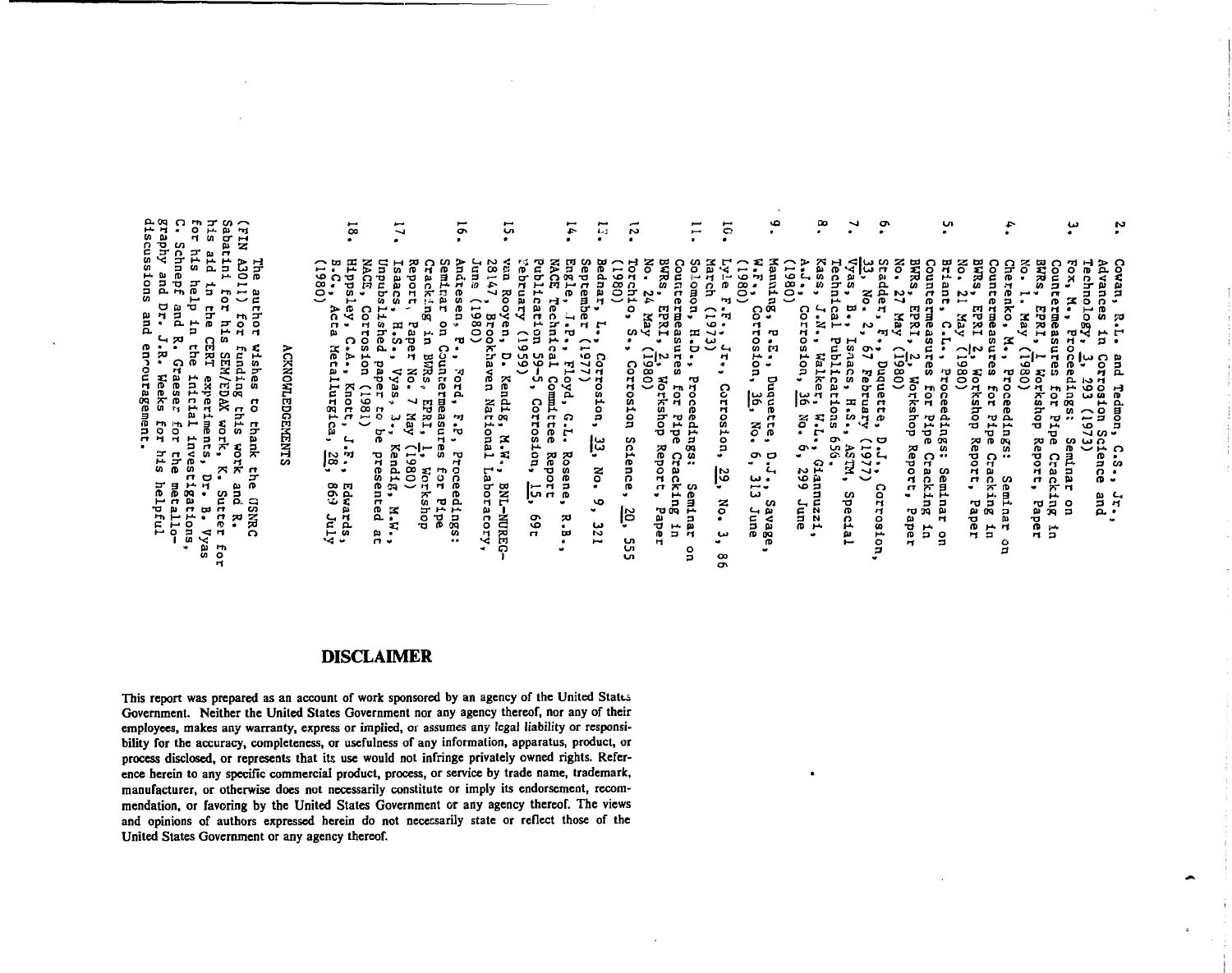2. Cowan, R.L. and Tedmon, C.S., Jr., Advances in Corrosion Science and Technology, 3, 293 (1973)
3. Fox, M., Proceedings: Seminar on Countermeasures for Pipe Cracking in BWRs, EPRI, 1 Workshop Report, Paper No. 1, May (1980)
4. Cherenko, M., Proceedings: Seminar on Countermeasures for Pipe Cracking in BWRs, EPRI 2, Workshop Report, Paper No. 21 May (1980)
5. Briant, C.L., Proceedings: Seminar on Countermeasures for Pipe Cracking in BWRs, EPRI, 2, Workshop Report, Paper No. 27 May (1980)
6. Stadder, F., Duquette, D.J., Corrosion, 33, No. 2, 67 February (1977)
7. Vyas, B., Isaacs, H.S., ASTM, Special Technical Publications 656.
8. Kass, J.N., Walker, W.L., Giannuzzi, A.J., Corrosion, 36 No. 6, 299 June (1980)
9. Manning, P.E., Duquette, D.J., Savage, W.F., Corrosion, 36, No. 6, 313 June (1980)
10. Lyle F.F., Jr., Corrosion, 29, No. 3, 86 March (1973)
11. Solomon, H.D., Proceedings: Seminar on Countermeasures for Pipe Cracking in BWRs, EPRI, 2, Workshop Report, Paper No. 24 May (1980)
12. Torchio, S., Corrosion Science, 20, 555 (1980)
13. Bednar, L., Corrosion, 33, No. 9, 321 September (1977)
14. Engle, J.P., Floyd, G.L. Rosene, R.B., NACE Technical Committee Report Publication 59-5, Corrosion, 15, 69t February (1959)
15. van Rooyen, D. Kendig, M.W., BNL-NUREG-28147, Brookhaven National Laboratory, June (1980)
16. Andresen, P., Ford, F.P, Proceedings: Seminar on Countermeasures for Pipe Cracking in BWRs, EPRI, 1, Workshop Report, Paper No. 7 May (1980)
17. Isaacs, H.S., Vyas, B., Kendig, M.W., Unpublished paper to be presented at NACE, Corrosion (1981)
18. Hippsley, C.A., Knott, J.F., Edwards, B.C., Acta Metallurgica, 28, 869 July (1980)

## ACKNOWLEDGEMENTS

The author wishes to thank the USNRC (FIN A3011) for funding this work and R. Sabatini for his SEM/EDAX work, K. Sutter for his aid in the CERT experiments, Dr. B. Vyas for his help in the initial investigations, C. Schnepf and R. Graeser for the metallography and Dr. J.R. Weeks for his helpful discussions and encouragement.

## DISCLAIMER

This report was prepared as an account of work sponsored by an agency of the United States Government. Neither the United States Government nor any agency thereof, nor any of their employees, makes any warranty, express or implied, or assumes any legal liability or responsibility for the accuracy, completeness, or usefulness of any information, apparatus, product, or process disclosed, or represents that its use would not infringe privately owned rights. Reference herein to any specific commercial product, process, or service by trade name, trademark, manufacturer, or otherwise does not necessarily constitute or imply its endorsement, recommendation, or favoring by the United States Government or any agency thereof. The views and opinions of authors expressed herein do not necessarily state or reflect those of the United States Government or any agency thereof.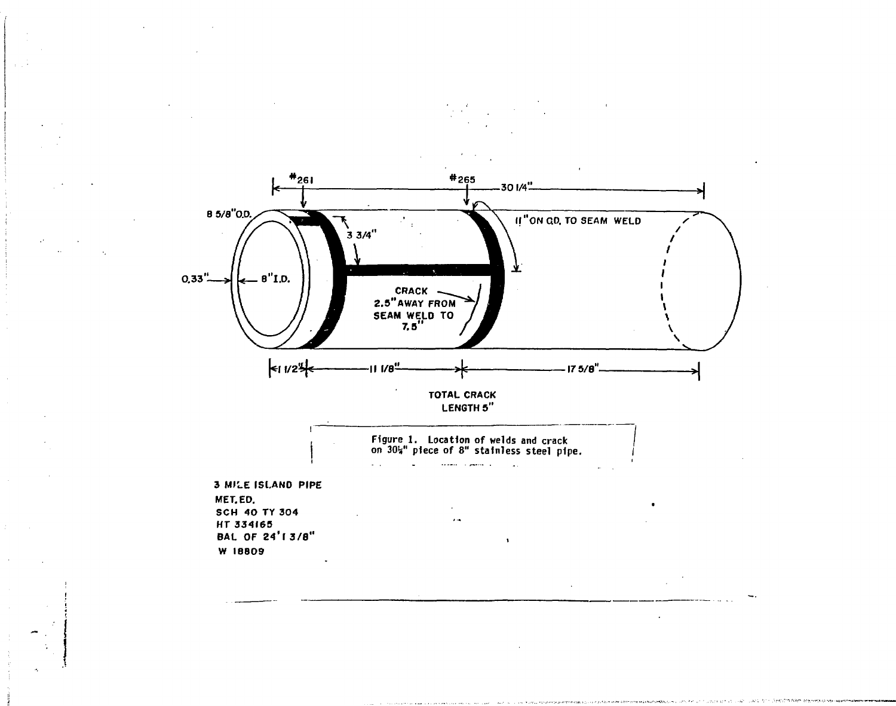#261

#265

30 1/4"

8 5/8" O.D.

3 3/4"

11" ON O.D. TO SEAM WELD

0.33"

8" I.D.

CRACK
2.5" AWAY FROM
SEAM WELD TO
7.5"

1 1/2"

11 1/8"

17 5/8"

TOTAL CRACK
LENGTH 5"

Figure 1. Location of welds and crack on 30¼" piece of 8" stainless steel pipe.

3 MILE ISLAND PIPE
MET. ED.
SCH 40 TY 304
HT 334165
BAL OF 24' 1 3/8"
W 18809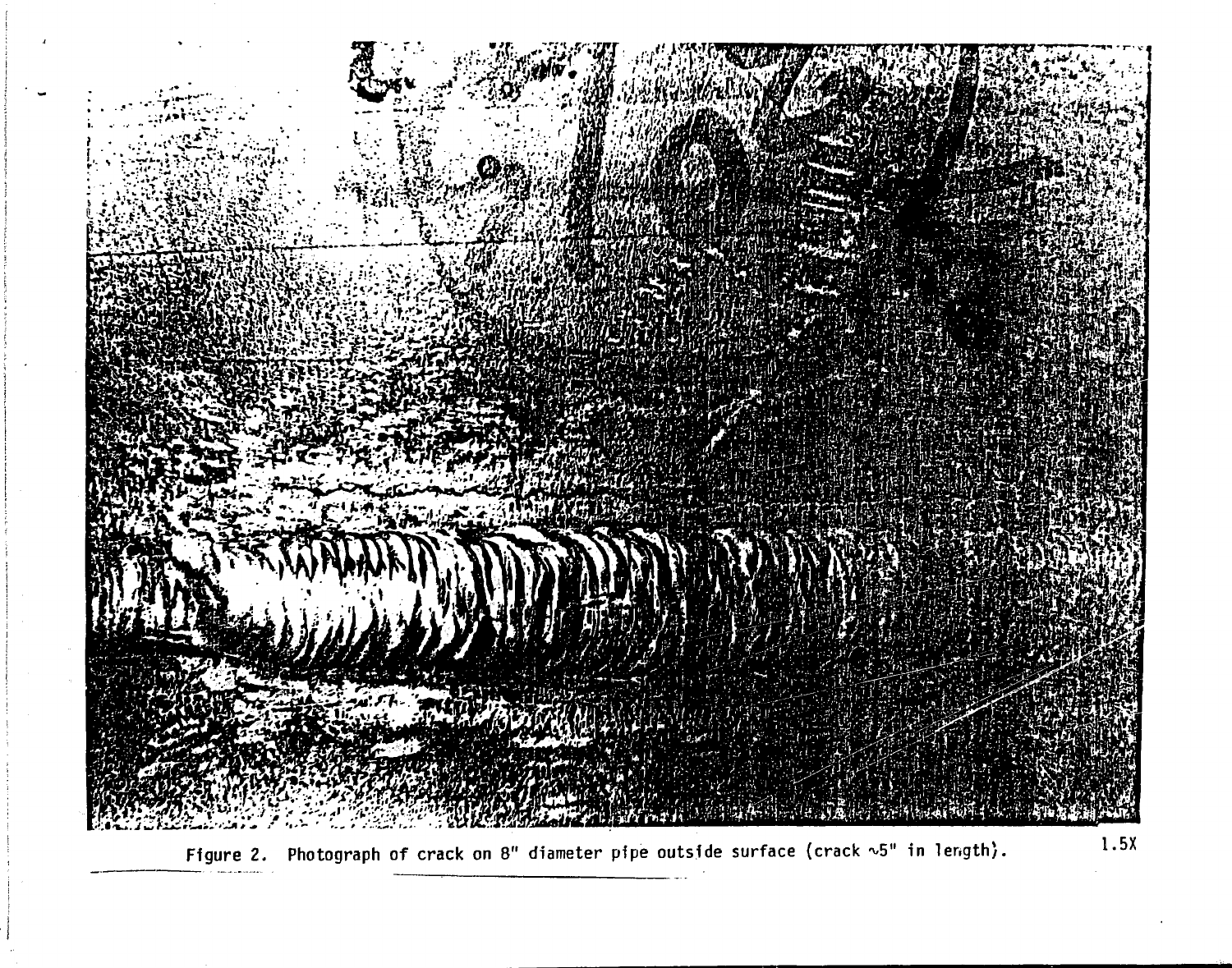Figure 2. Photograph of crack on 8" diameter pipe outside surface (crack ~5" in length). 1.5X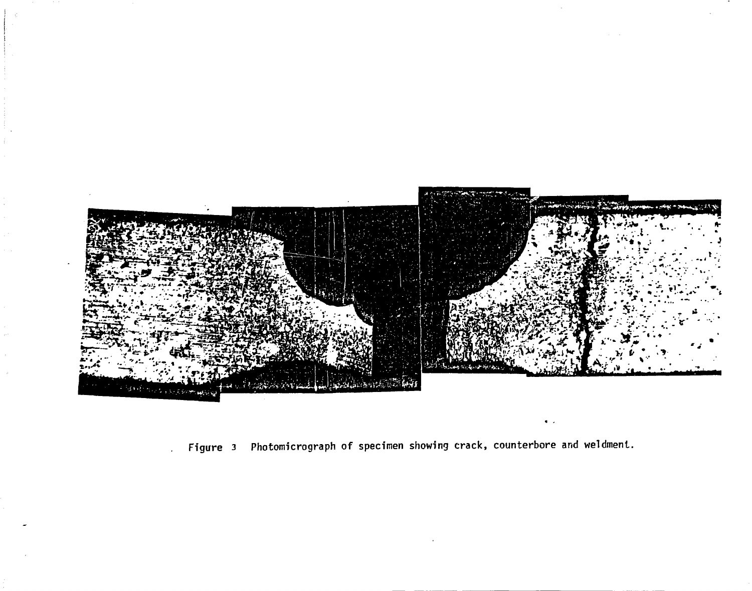Figure 3 Photomicrograph of specimen showing crack, counterbore and weldment.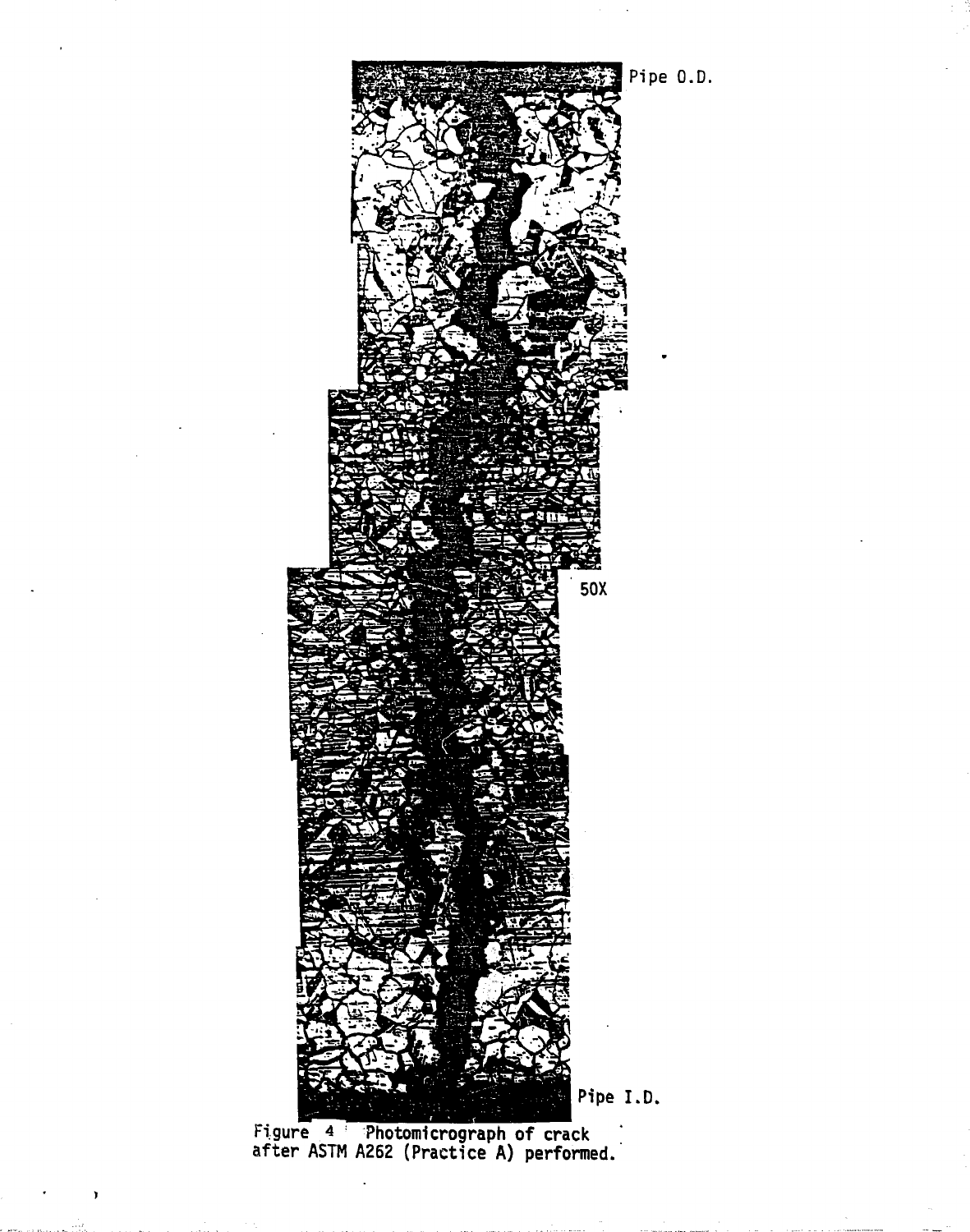Pipe O.D.

50X

Pipe I.D.

Figure 4 Photomicrograph of crack after ASTM A262 (Practice A) performed.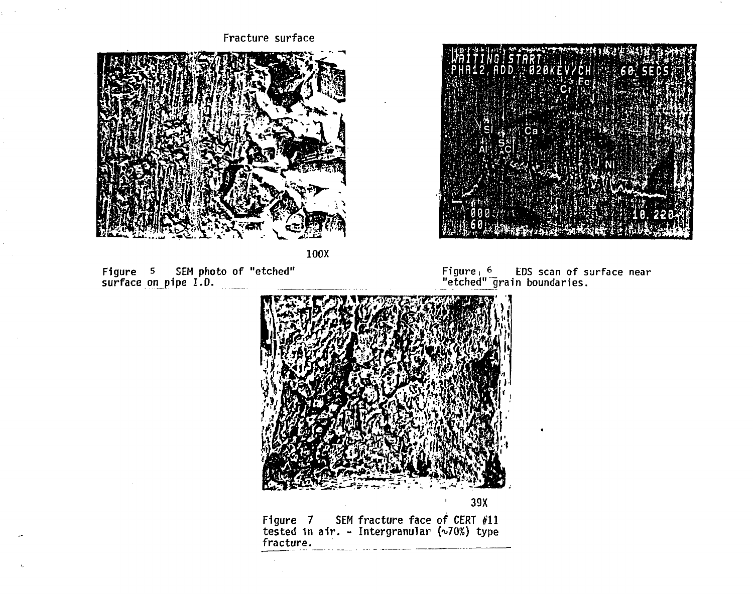Fracture surface

100X

Figure 5 SEM photo of "etched" surface on pipe I.D.

WAITING START
PHA12 ADD 020KEV/CH 60 SECS
Fe
Cr
Si
Ca
S
Al
Cl
Ni
000
60
10.220

Figure 6 EDS scan of surface near "etched" grain boundaries.

39X

Figure 7 SEM fracture face of CERT #11 tested in air. - Intergranular (~70%) type fracture.